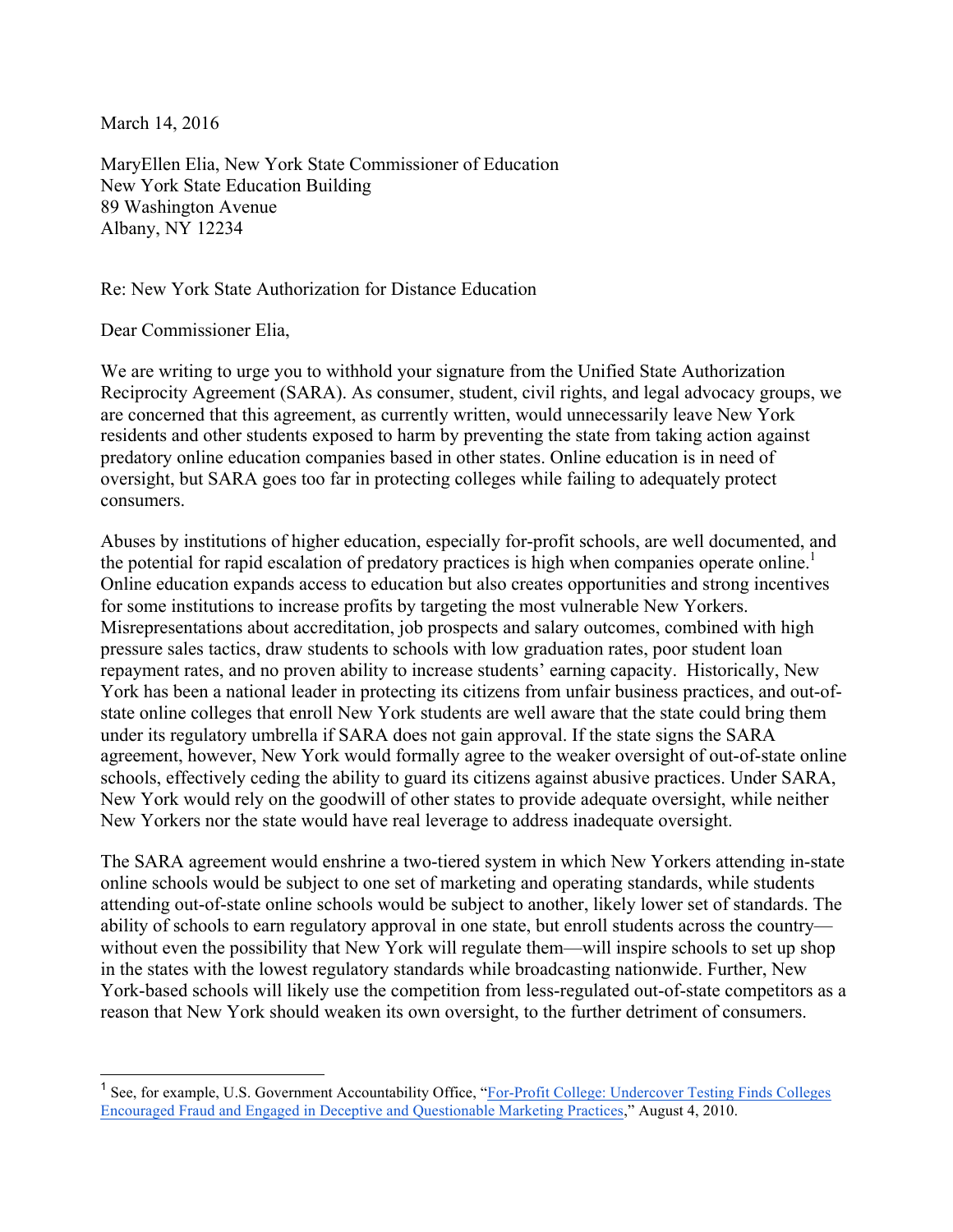March 14, 2016

MaryEllen Elia, New York State Commissioner of Education
New York State Education Building
89 Washington Avenue
Albany, NY 12234

Re: New York State Authorization for Distance Education

Dear Commissioner Elia,

We are writing to urge you to withhold your signature from the Unified State Authorization Reciprocity Agreement (SARA). As consumer, student, civil rights, and legal advocacy groups, we are concerned that this agreement, as currently written, would unnecessarily leave New York residents and other students exposed to harm by preventing the state from taking action against predatory online education companies based in other states. Online education is in need of oversight, but SARA goes too far in protecting colleges while failing to adequately protect consumers.

Abuses by institutions of higher education, especially for-profit schools, are well documented, and the potential for rapid escalation of predatory practices is high when companies operate online.[1] Online education expands access to education but also creates opportunities and strong incentives for some institutions to increase profits by targeting the most vulnerable New Yorkers. Misrepresentations about accreditation, job prospects and salary outcomes, combined with high pressure sales tactics, draw students to schools with low graduation rates, poor student loan repayment rates, and no proven ability to increase students' earning capacity. Historically, New York has been a national leader in protecting its citizens from unfair business practices, and out-of-state online colleges that enroll New York students are well aware that the state could bring them under its regulatory umbrella if SARA does not gain approval. If the state signs the SARA agreement, however, New York would formally agree to the weaker oversight of out-of-state online schools, effectively ceding the ability to guard its citizens against abusive practices. Under SARA, New York would rely on the goodwill of other states to provide adequate oversight, while neither New Yorkers nor the state would have real leverage to address inadequate oversight.

The SARA agreement would enshrine a two-tiered system in which New Yorkers attending in-state online schools would be subject to one set of marketing and operating standards, while students attending out-of-state online schools would be subject to another, likely lower set of standards. The ability of schools to earn regulatory approval in one state, but enroll students across the country—without even the possibility that New York will regulate them—will inspire schools to set up shop in the states with the lowest regulatory standards while broadcasting nationwide. Further, New York-based schools will likely use the competition from less-regulated out-of-state competitors as a reason that New York should weaken its own oversight, to the further detriment of consumers.

---

[1] See, for example, U.S. Government Accountability Office, "For-Profit College: Undercover Testing Finds Colleges Encouraged Fraud and Engaged in Deceptive and Questionable Marketing Practices," August 4, 2010.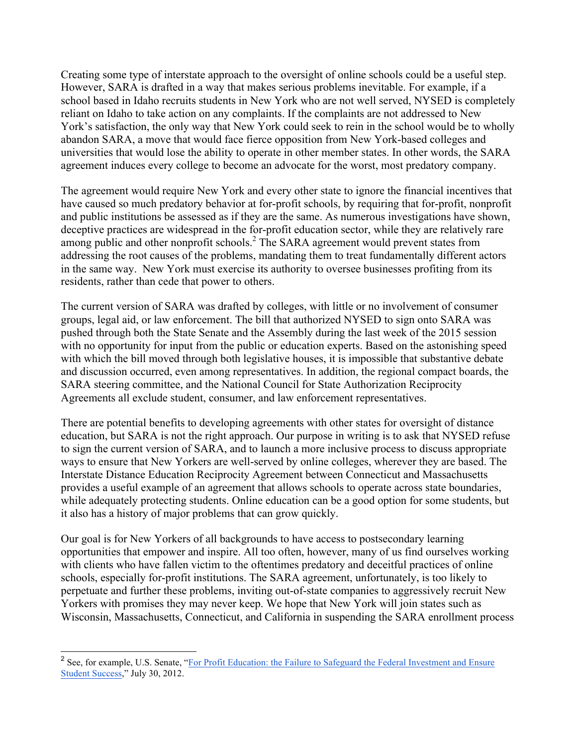Creating some type of interstate approach to the oversight of online schools could be a useful step. However, SARA is drafted in a way that makes serious problems inevitable. For example, if a school based in Idaho recruits students in New York who are not well served, NYSED is completely reliant on Idaho to take action on any complaints. If the complaints are not addressed to New York's satisfaction, the only way that New York could seek to rein in the school would be to wholly abandon SARA, a move that would face fierce opposition from New York-based colleges and universities that would lose the ability to operate in other member states. In other words, the SARA agreement induces every college to become an advocate for the worst, most predatory company.

The agreement would require New York and every other state to ignore the financial incentives that have caused so much predatory behavior at for-profit schools, by requiring that for-profit, nonprofit and public institutions be assessed as if they are the same. As numerous investigations have shown, deceptive practices are widespread in the for-profit education sector, while they are relatively rare among public and other nonprofit schools.[2] The SARA agreement would prevent states from addressing the root causes of the problems, mandating them to treat fundamentally different actors in the same way. New York must exercise its authority to oversee businesses profiting from its residents, rather than cede that power to others.

The current version of SARA was drafted by colleges, with little or no involvement of consumer groups, legal aid, or law enforcement. The bill that authorized NYSED to sign onto SARA was pushed through both the State Senate and the Assembly during the last week of the 2015 session with no opportunity for input from the public or education experts. Based on the astonishing speed with which the bill moved through both legislative houses, it is impossible that substantive debate and discussion occurred, even among representatives. In addition, the regional compact boards, the SARA steering committee, and the National Council for State Authorization Reciprocity Agreements all exclude student, consumer, and law enforcement representatives.

There are potential benefits to developing agreements with other states for oversight of distance education, but SARA is not the right approach. Our purpose in writing is to ask that NYSED refuse to sign the current version of SARA, and to launch a more inclusive process to discuss appropriate ways to ensure that New Yorkers are well-served by online colleges, wherever they are based. The Interstate Distance Education Reciprocity Agreement between Connecticut and Massachusetts provides a useful example of an agreement that allows schools to operate across state boundaries, while adequately protecting students. Online education can be a good option for some students, but it also has a history of major problems that can grow quickly.

Our goal is for New Yorkers of all backgrounds to have access to postsecondary learning opportunities that empower and inspire. All too often, however, many of us find ourselves working with clients who have fallen victim to the oftentimes predatory and deceitful practices of online schools, especially for-profit institutions. The SARA agreement, unfortunately, is too likely to perpetuate and further these problems, inviting out-of-state companies to aggressively recruit New Yorkers with promises they may never keep. We hope that New York will join states such as Wisconsin, Massachusetts, Connecticut, and California in suspending the SARA enrollment process

---

[2] See, for example, U.S. Senate, "For Profit Education: the Failure to Safeguard the Federal Investment and Ensure Student Success," July 30, 2012.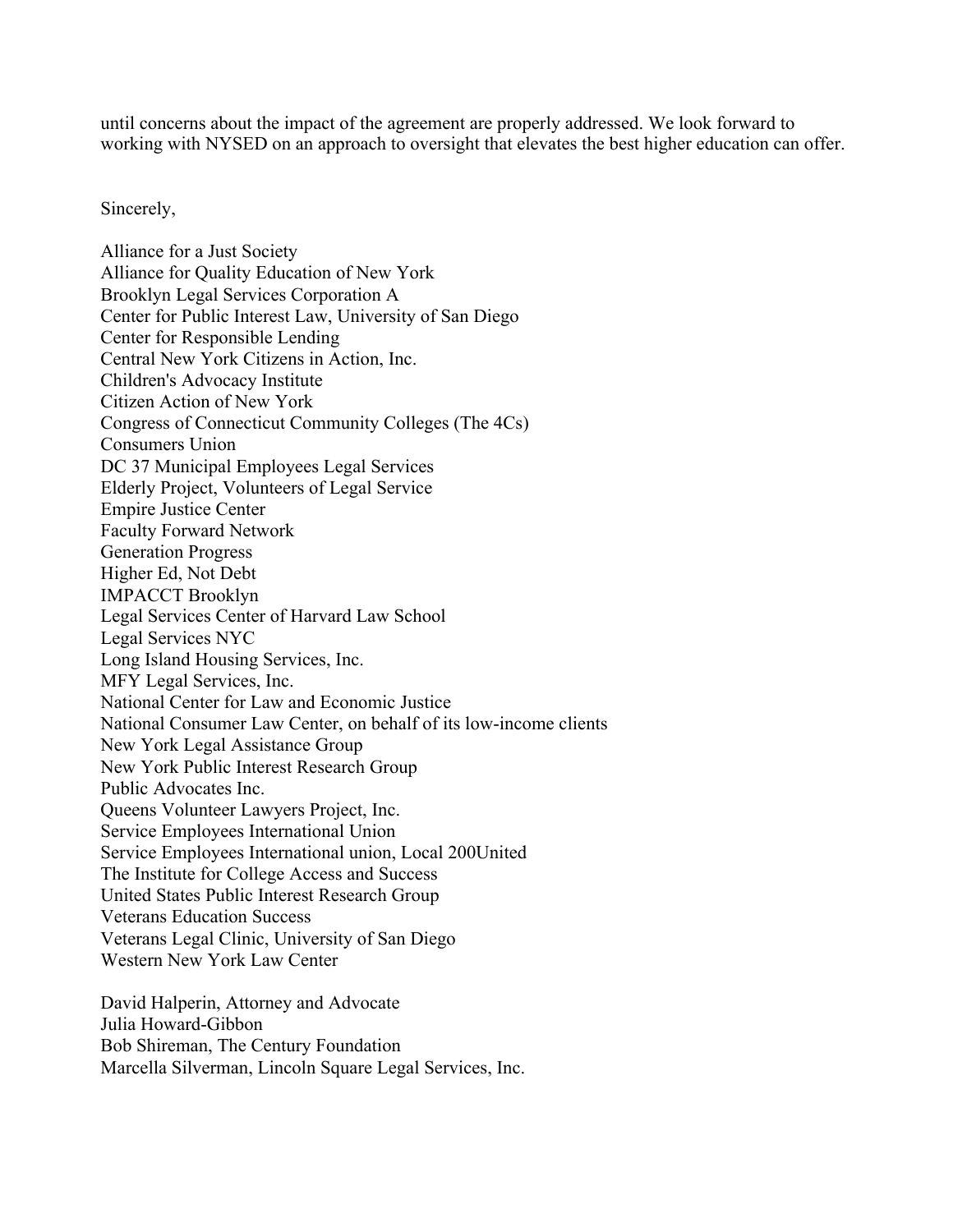until concerns about the impact of the agreement are properly addressed. We look forward to working with NYSED on an approach to oversight that elevates the best higher education can offer.

Sincerely,

Alliance for a Just Society  
Alliance for Quality Education of New York  
Brooklyn Legal Services Corporation A  
Center for Public Interest Law, University of San Diego  
Center for Responsible Lending  
Central New York Citizens in Action, Inc.  
Children's Advocacy Institute  
Citizen Action of New York  
Congress of Connecticut Community Colleges (The 4Cs)  
Consumers Union  
DC 37 Municipal Employees Legal Services  
Elderly Project, Volunteers of Legal Service  
Empire Justice Center  
Faculty Forward Network  
Generation Progress  
Higher Ed, Not Debt  
IMPACCT Brooklyn  
Legal Services Center of Harvard Law School  
Legal Services NYC  
Long Island Housing Services, Inc.  
MFY Legal Services, Inc.  
National Center for Law and Economic Justice  
National Consumer Law Center, on behalf of its low-income clients  
New York Legal Assistance Group  
New York Public Interest Research Group  
Public Advocates Inc.  
Queens Volunteer Lawyers Project, Inc.  
Service Employees International Union  
Service Employees International union, Local 200United  
The Institute for College Access and Success  
United States Public Interest Research Group  
Veterans Education Success  
Veterans Legal Clinic, University of San Diego  
Western New York Law Center

David Halperin, Attorney and Advocate  
Julia Howard-Gibbon  
Bob Shireman, The Century Foundation  
Marcella Silverman, Lincoln Square Legal Services, Inc.